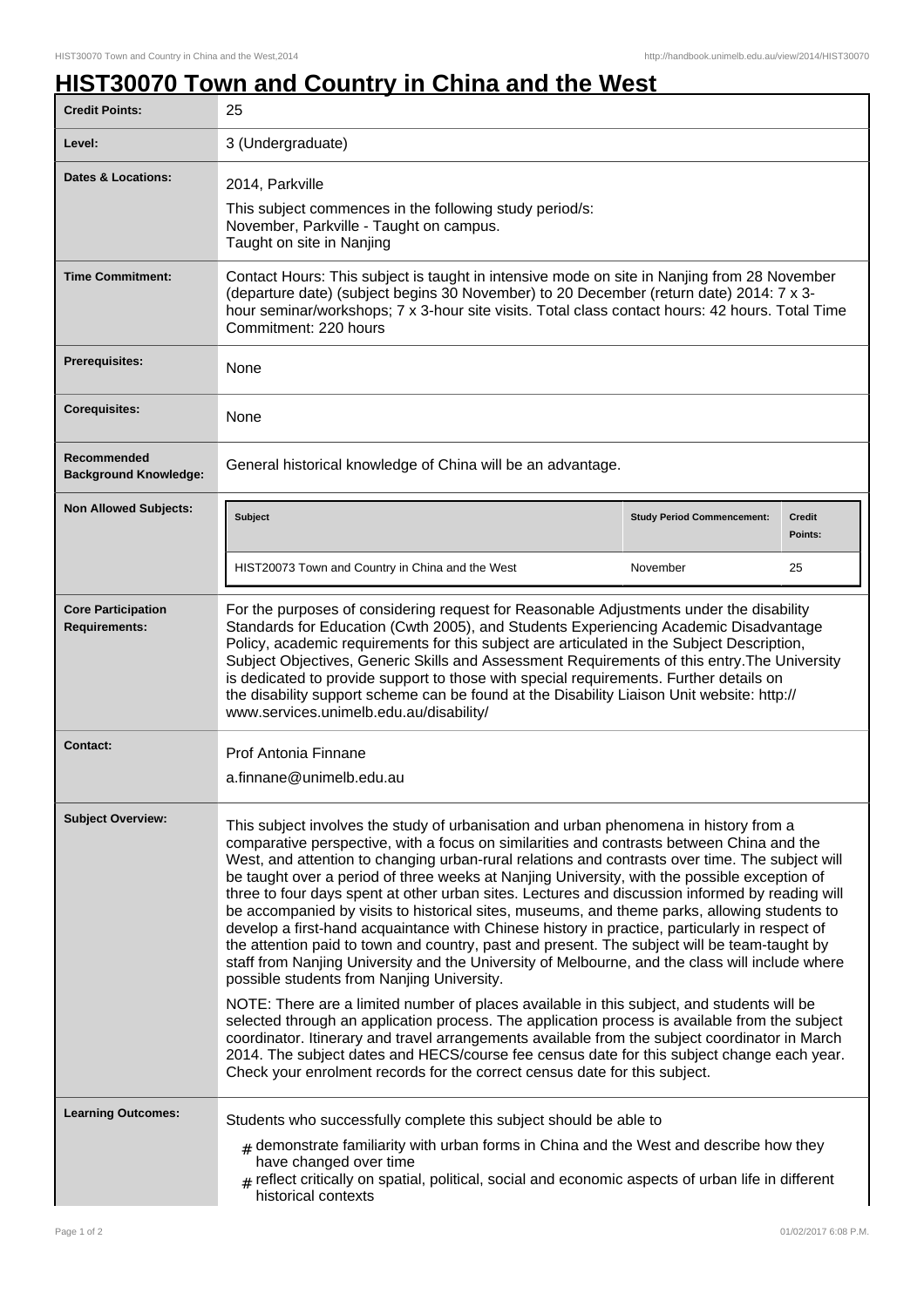# HIST30070 Town and Country in China and the West

| Credit Points: | 25 |
|---|---|
| Level: | 3 (Undergraduate) |
| Dates & Locations: | 2014, Parkville<br>This subject commences in the following study period/s:<br>November, Parkville - Taught on campus.<br>Taught on site in Nanjing |
| Time Commitment: | Contact Hours: This subject is taught in intensive mode on site in Nanjing from 28 November (departure date) (subject begins 30 November) to 20 December (return date) 2014: 7 x 3-hour seminar/workshops; 7 x 3-hour site visits. Total class contact hours: 42 hours. Total Time Commitment: 220 hours |
| Prerequisites: | None |
| Corequisites: | None |
| Recommended Background Knowledge: | General historical knowledge of China will be an advantage. |
| Non Allowed Subjects: | **Subject** / **Study Period Commencement:** / **Credit Points:**<br>HIST20073 Town and Country in China and the West / November / 25 |
| Core Participation Requirements: | For the purposes of considering request for Reasonable Adjustments under the disability Standards for Education (Cwth 2005), and Students Experiencing Academic Disadvantage Policy, academic requirements for this subject are articulated in the Subject Description, Subject Objectives, Generic Skills and Assessment Requirements of this entry.The University is dedicated to provide support to those with special requirements. Further details on the disability support scheme can be found at the Disability Liaison Unit website: http://www.services.unimelb.edu.au/disability/ |
| Contact: | Prof Antonia Finnane<br>a.finnane@unimelb.edu.au |
| Subject Overview: | This subject involves the study of urbanisation and urban phenomena in history from a comparative perspective, with a focus on similarities and contrasts between China and the West, and attention to changing urban-rural relations and contrasts over time. The subject will be taught over a period of three weeks at Nanjing University, with the possible exception of three to four days spent at other urban sites. Lectures and discussion informed by reading will be accompanied by visits to historical sites, museums, and theme parks, allowing students to develop a first-hand acquaintance with Chinese history in practice, particularly in respect of the attention paid to town and country, past and present. The subject will be team-taught by staff from Nanjing University and the University of Melbourne, and the class will include where possible students from Nanjing University.<br><br>NOTE: There are a limited number of places available in this subject, and students will be selected through an application process. The application process is available from the subject coordinator. Itinerary and travel arrangements available from the subject coordinator in March 2014. The subject dates and HECS/course fee census date for this subject change each year. Check your enrolment records for the correct census date for this subject. |
| Learning Outcomes: | Students who successfully complete this subject should be able to<br># demonstrate familiarity with urban forms in China and the West and describe how they have changed over time<br># reflect critically on spatial, political, social and economic aspects of urban life in different historical contexts |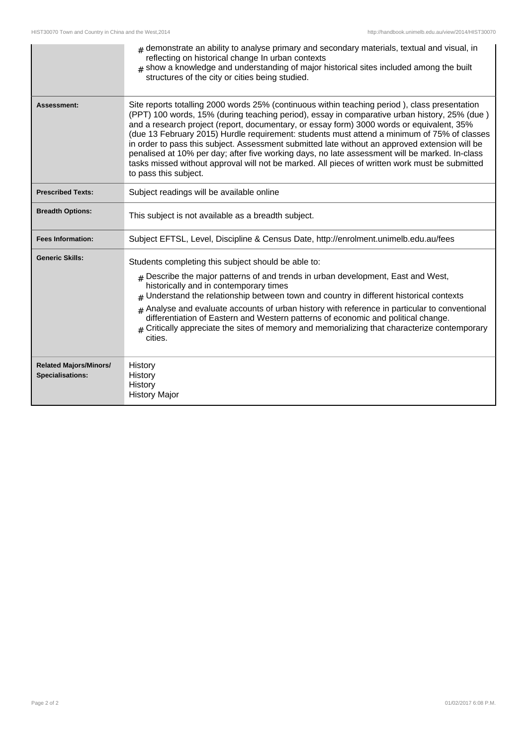| | |
|---|---|
| | # demonstrate an ability to analyse primary and secondary materials, textual and visual, in reflecting on historical change In urban contexts<br># show a knowledge and understanding of major historical sites included among the built structures of the city or cities being studied. |
| **Assessment:** | Site reports totalling 2000 words 25% (continuous within teaching period ), class presentation (PPT) 100 words, 15% (during teaching period), essay in comparative urban history, 25% (due ) and a research project (report, documentary, or essay form) 3000 words or equivalent, 35% (due 13 February 2015) Hurdle requirement: students must attend a minimum of 75% of classes in order to pass this subject. Assessment submitted late without an approved extension will be penalised at 10% per day; after five working days, no late assessment will be marked. In-class tasks missed without approval will not be marked. All pieces of written work must be submitted to pass this subject. |
| **Prescribed Texts:** | Subject readings will be available online |
| **Breadth Options:** | This subject is not available as a breadth subject. |
| **Fees Information:** | Subject EFTSL, Level, Discipline & Census Date, http://enrolment.unimelb.edu.au/fees |
| **Generic Skills:** | Students completing this subject should be able to:<br># Describe the major patterns of and trends in urban development, East and West, historically and in contemporary times<br># Understand the relationship between town and country in different historical contexts<br># Analyse and evaluate accounts of urban history with reference in particular to conventional differentiation of Eastern and Western patterns of economic and political change.<br># Critically appreciate the sites of memory and memorializing that characterize contemporary cities. |
| **Related Majors/Minors/ Specialisations:** | History<br>History<br>History<br>History Major |